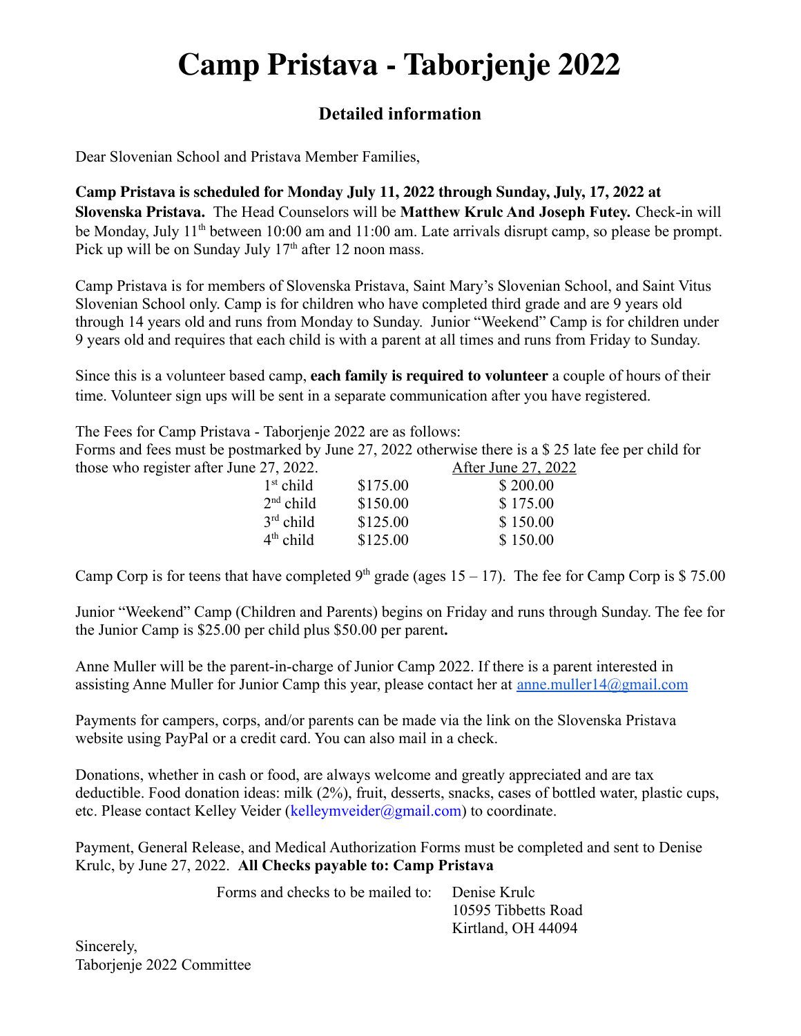# Camp Pristava - Taborjenje 2022

## Detailed information

Dear Slovenian School and Pristava Member Families,

**Camp Pristava is scheduled for Monday July 11, 2022 through Sunday, July, 17, 2022 at Slovenska Pristava.** The Head Counselors will be **Matthew Krulc And Joseph Futey.** Check-in will be Monday, July 11th between 10:00 am and 11:00 am. Late arrivals disrupt camp, so please be prompt. Pick up will be on Sunday July 17th after 12 noon mass.

Camp Pristava is for members of Slovenska Pristava, Saint Mary's Slovenian School, and Saint Vitus Slovenian School only. Camp is for children who have completed third grade and are 9 years old through 14 years old and runs from Monday to Sunday. Junior "Weekend" Camp is for children under 9 years old and requires that each child is with a parent at all times and runs from Friday to Sunday.

Since this is a volunteer based camp, **each family is required to volunteer** a couple of hours of their time. Volunteer sign ups will be sent in a separate communication after you have registered.

The Fees for Camp Pristava - Taborjenje 2022 are as follows:
Forms and fees must be postmarked by June 27, 2022 otherwise there is a $ 25 late fee per child for those who register after June 27, 2022.

| | | After June 27, 2022 |
|---|---|---|
| 1st child | $175.00 | $ 200.00 |
| 2nd child | $150.00 | $ 175.00 |
| 3rd child | $125.00 | $ 150.00 |
| 4th child | $125.00 | $ 150.00 |

Camp Corp is for teens that have completed 9th grade (ages 15 – 17). The fee for Camp Corp is $ 75.00

Junior "Weekend" Camp (Children and Parents) begins on Friday and runs through Sunday. The fee for the Junior Camp is $25.00 per child plus $50.00 per parent**.**

Anne Muller will be the parent-in-charge of Junior Camp 2022. If there is a parent interested in assisting Anne Muller for Junior Camp this year, please contact her at anne.muller14@gmail.com

Payments for campers, corps, and/or parents can be made via the link on the Slovenska Pristava website using PayPal or a credit card. You can also mail in a check.

Donations, whether in cash or food, are always welcome and greatly appreciated and are tax deductible. Food donation ideas: milk (2%), fruit, desserts, snacks, cases of bottled water, plastic cups, etc. Please contact Kelley Veider (kelleymveider@gmail.com) to coordinate.

Payment, General Release, and Medical Authorization Forms must be completed and sent to Denise Krulc, by June 27, 2022. **All Checks payable to: Camp Pristava**

Forms and checks to be mailed to:
Denise Krulc
10595 Tibbetts Road
Kirtland, OH 44094

Sincerely,
Taborjenje 2022 Committee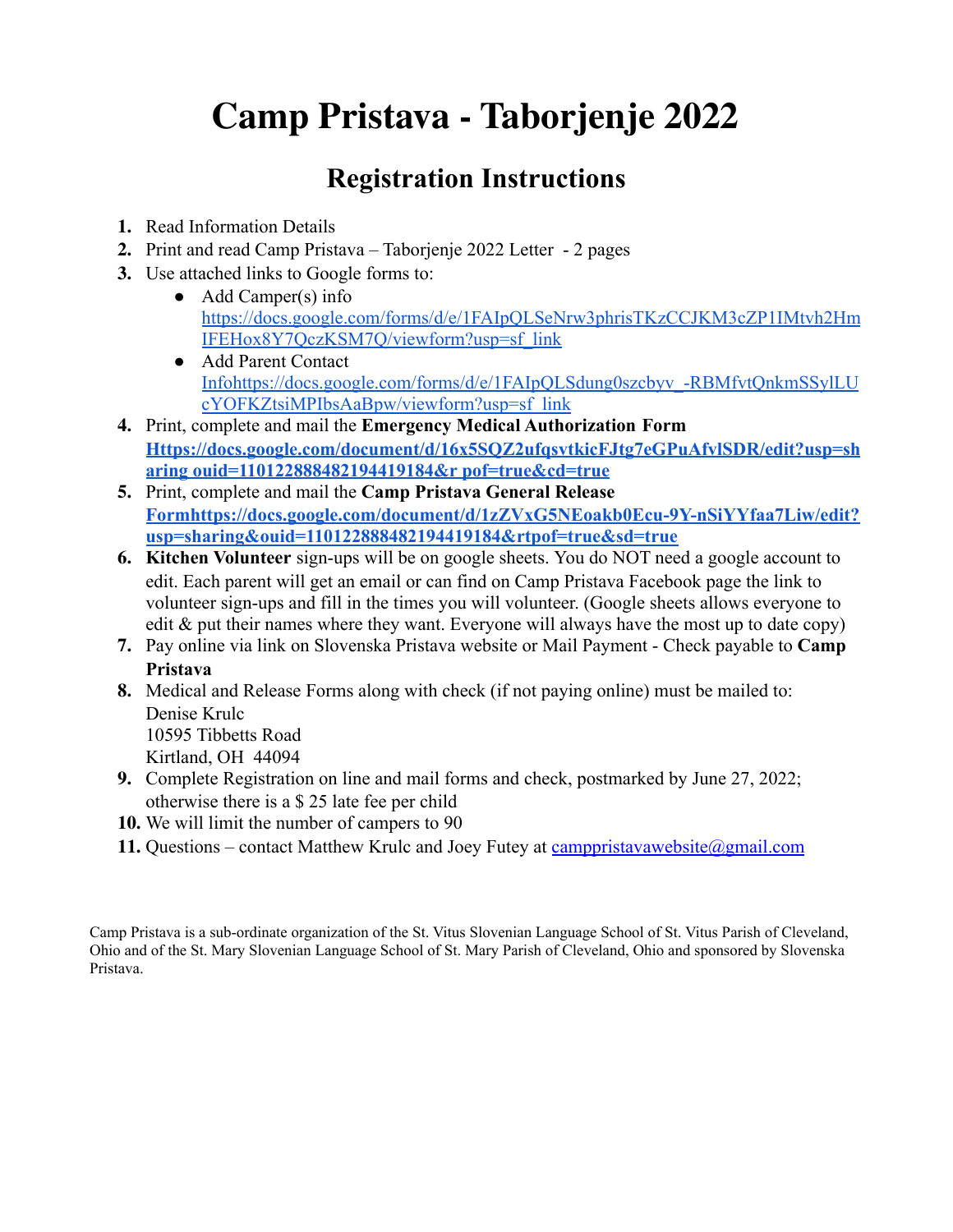# Camp Pristava - Taborjenje 2022

## Registration Instructions

1. Read Information Details
2. Print and read Camp Pristava – Taborjenje 2022 Letter - 2 pages
3. Use attached links to Google forms to:
   - Add Camper(s) info https://docs.google.com/forms/d/e/1FAIpQLSeNrw3phrisTKzCCJKM3cZP1IMtvh2HmIFEHox8Y7QczKSM7Q/viewform?usp=sf_link
   - Add Parent Contact Infohttps://docs.google.com/forms/d/e/1FAIpQLSdung0szcbyv_-RBMfvtQnkmSSylLUcYOFKZtsiMPIbsAaBpw/viewform?usp=sf_link
4. Print, complete and mail the **Emergency Medical Authorization Form** **Https://docs.google.com/document/d/16x5SQZ2ufqsvtkicFJtg7eGPuAfvlSDR/edit?usp=sharing ouid=110122888482194419184&r pof=true&cd=true**
5. Print, complete and mail the **Camp Pristava General Release Formhttps://docs.google.com/document/d/1zZVxG5NEoakb0Ecu-9Y-nSiYYfaa7Liw/edit?usp=sharing&ouid=110122888482194419184&rtpof=true&sd=true**
6. **Kitchen Volunteer** sign-ups will be on google sheets. You do NOT need a google account to edit. Each parent will get an email or can find on Camp Pristava Facebook page the link to volunteer sign-ups and fill in the times you will volunteer. (Google sheets allows everyone to edit & put their names where they want. Everyone will always have the most up to date copy)
7. Pay online via link on Slovenska Pristava website or Mail Payment - Check payable to **Camp Pristava**
8. Medical and Release Forms along with check (if not paying online) must be mailed to:
   Denise Krulc
   10595 Tibbetts Road
   Kirtland, OH 44094
9. Complete Registration on line and mail forms and check, postmarked by June 27, 2022; otherwise there is a $ 25 late fee per child
10. We will limit the number of campers to 90
11. Questions – contact Matthew Krulc and Joey Futey at camppristavawebsite@gmail.com

Camp Pristava is a sub-ordinate organization of the St. Vitus Slovenian Language School of St. Vitus Parish of Cleveland, Ohio and of the St. Mary Slovenian Language School of St. Mary Parish of Cleveland, Ohio and sponsored by Slovenska Pristava.